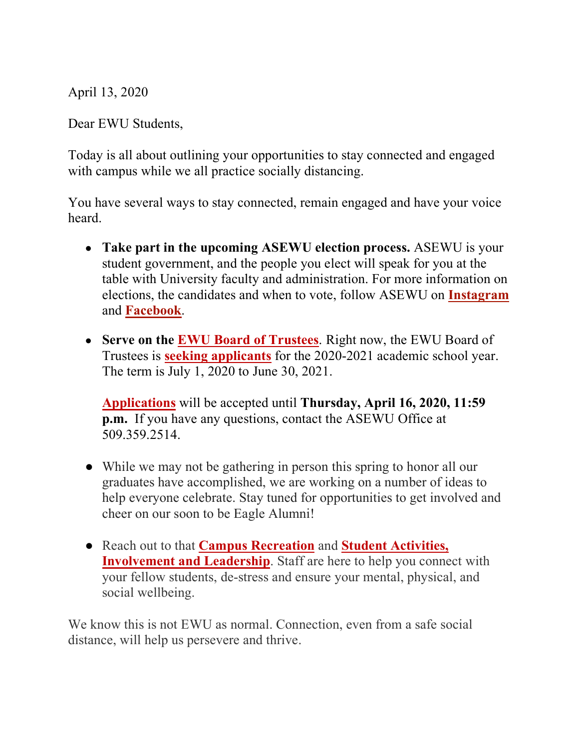April 13, 2020

Dear EWU Students,

Today is all about outlining your opportunities to stay connected and engaged with campus while we all practice socially distancing.

You have several ways to stay connected, remain engaged and have your voice heard.

- **Take part in the upcoming ASEWU election process.** ASEWU is your student government, and the people you elect will speak for you at the table with University faculty and administration. For more information on elections, the candidates and when to vote, follow ASEWU on **Instagram** and **Facebook**.

- **Serve on the EWU Board of Trustees**. Right now, the EWU Board of Trustees is **seeking applicants** for the 2020-2021 academic school year. The term is July 1, 2020 to June 30, 2021.

  **Applications** will be accepted until **Thursday, April 16, 2020, 11:59 p.m.** If you have any questions, contact the ASEWU Office at 509.359.2514.

- While we may not be gathering in person this spring to honor all our graduates have accomplished, we are working on a number of ideas to help everyone celebrate. Stay tuned for opportunities to get involved and cheer on our soon to be Eagle Alumni!

- Reach out to that **Campus Recreation** and **Student Activities, Involvement and Leadership**. Staff are here to help you connect with your fellow students, de-stress and ensure your mental, physical, and social wellbeing.

We know this is not EWU as normal. Connection, even from a safe social distance, will help us persevere and thrive.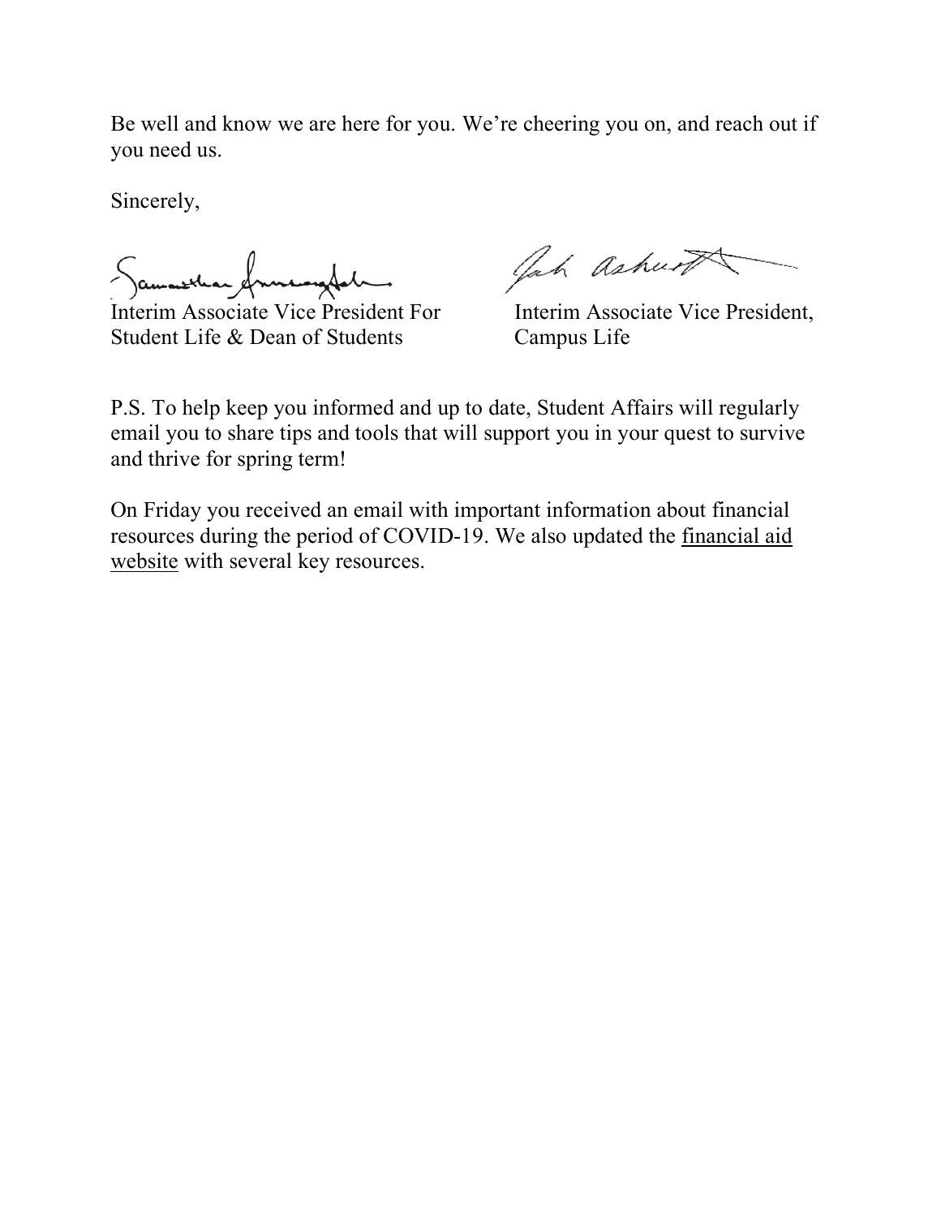Be well and know we are here for you. We're cheering you on, and reach out if you need us.

Sincerely,

Interim Associate Vice President For Student Life & Dean of Students

Interim Associate Vice President, Campus Life

P.S. To help keep you informed and up to date, Student Affairs will regularly email you to share tips and tools that will support you in your quest to survive and thrive for spring term!

On Friday you received an email with important information about financial resources during the period of COVID-19. We also updated the financial aid website with several key resources.